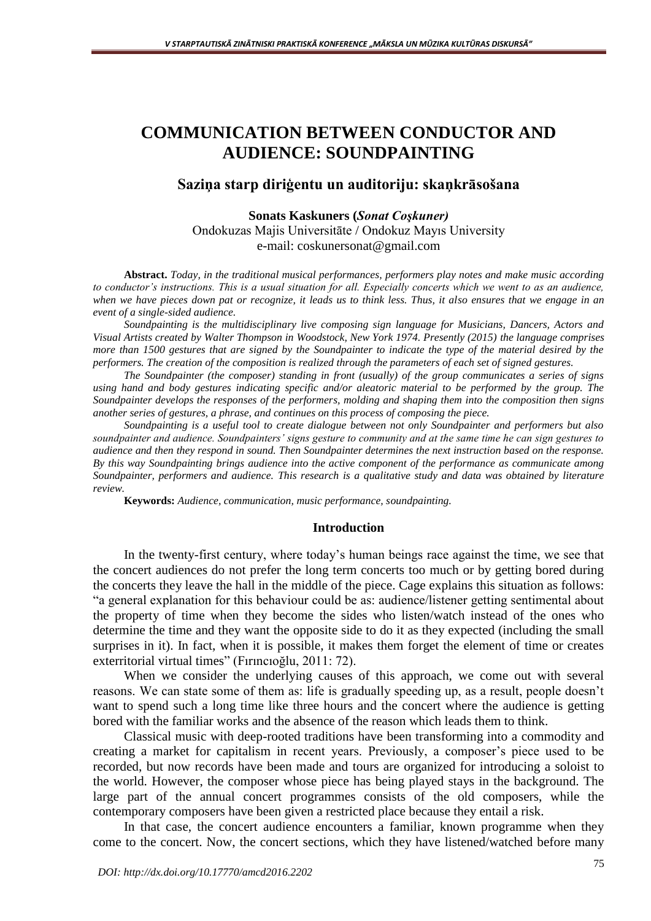# COMMUNICATION BETWEEN CONDUCTOR AND AUDIENCE: SOUNDPAINTING

## Saziņa starp diriģentu un auditoriju: skaņkrāsošana

**Sonats Kaskuners (*Sonat Coşkuner)***
Ondokuzas Majis Universitāte / Ondokuz Mayıs University
e-mail: coskunersonat@gmail.com

**Abstract.** *Today, in the traditional musical performances, performers play notes and make music according to conductor's instructions. This is a usual situation for all. Especially concerts which we went to as an audience, when we have pieces down pat or recognize, it leads us to think less. Thus, it also ensures that we engage in an event of a single-sided audience.*

*Soundpainting is the multidisciplinary live composing sign language for Musicians, Dancers, Actors and Visual Artists created by Walter Thompson in Woodstock, New York 1974. Presently (2015) the language comprises more than 1500 gestures that are signed by the Soundpainter to indicate the type of the material desired by the performers. The creation of the composition is realized through the parameters of each set of signed gestures.*

*The Soundpainter (the composer) standing in front (usually) of the group communicates a series of signs using hand and body gestures indicating specific and/or aleatoric material to be performed by the group. The Soundpainter develops the responses of the performers, molding and shaping them into the composition then signs another series of gestures, a phrase, and continues on this process of composing the piece.*

*Soundpainting is a useful tool to create dialogue between not only Soundpainter and performers but also soundpainter and audience. Soundpainters' signs gesture to community and at the same time he can sign gestures to audience and then they respond in sound. Then Soundpainter determines the next instruction based on the response. By this way Soundpainting brings audience into the active component of the performance as communicate among Soundpainter, performers and audience. This research is a qualitative study and data was obtained by literature review.*

**Keywords:** *Audience, communication, music performance, soundpainting.*

### Introduction

In the twenty-first century, where today's human beings race against the time, we see that the concert audiences do not prefer the long term concerts too much or by getting bored during the concerts they leave the hall in the middle of the piece. Cage explains this situation as follows: "a general explanation for this behaviour could be as: audience/listener getting sentimental about the property of time when they become the sides who listen/watch instead of the ones who determine the time and they want the opposite side to do it as they expected (including the small surprises in it). In fact, when it is possible, it makes them forget the element of time or creates exterritorial virtual times" (Fırıncıoğlu, 2011: 72).

When we consider the underlying causes of this approach, we come out with several reasons. We can state some of them as: life is gradually speeding up, as a result, people doesn't want to spend such a long time like three hours and the concert where the audience is getting bored with the familiar works and the absence of the reason which leads them to think.

Classical music with deep-rooted traditions have been transforming into a commodity and creating a market for capitalism in recent years. Previously, a composer's piece used to be recorded, but now records have been made and tours are organized for introducing a soloist to the world. However, the composer whose piece has being played stays in the background. The large part of the annual concert programmes consists of the old composers, while the contemporary composers have been given a restricted place because they entail a risk.

In that case, the concert audience encounters a familiar, known programme when they come to the concert. Now, the concert sections, which they have listened/watched before many

*DOI: http://dx.doi.org/10.17770/amcd2016.2202*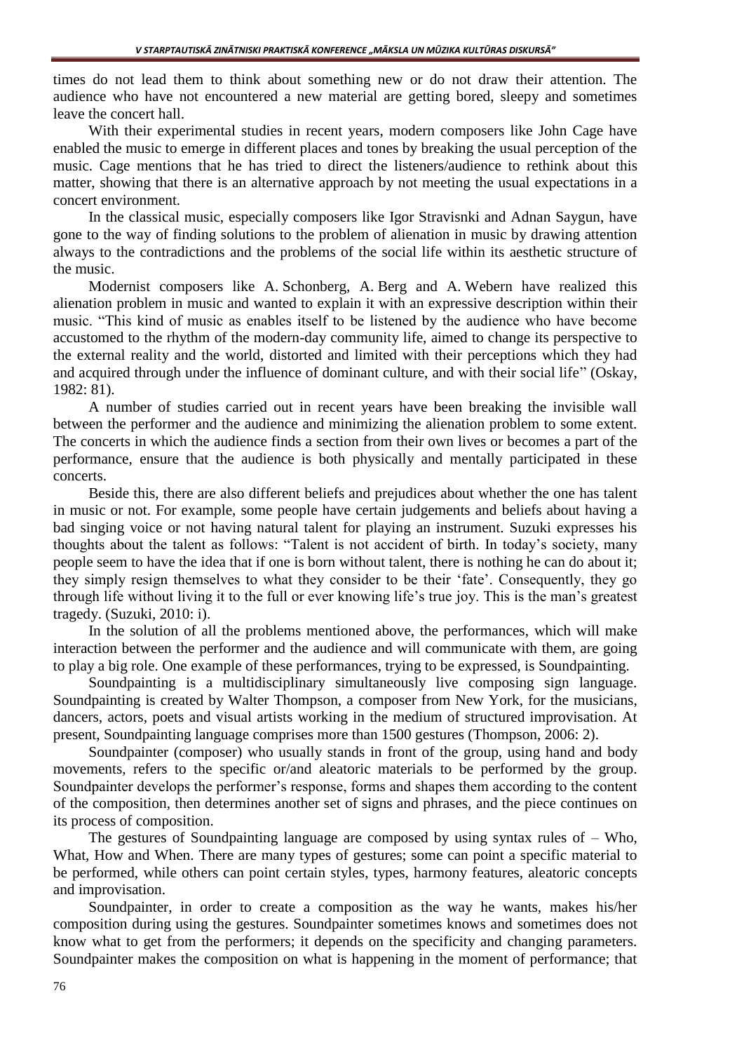times do not lead them to think about something new or do not draw their attention. The audience who have not encountered a new material are getting bored, sleepy and sometimes leave the concert hall.

With their experimental studies in recent years, modern composers like John Cage have enabled the music to emerge in different places and tones by breaking the usual perception of the music. Cage mentions that he has tried to direct the listeners/audience to rethink about this matter, showing that there is an alternative approach by not meeting the usual expectations in a concert environment.

In the classical music, especially composers like Igor Stravisnki and Adnan Saygun, have gone to the way of finding solutions to the problem of alienation in music by drawing attention always to the contradictions and the problems of the social life within its aesthetic structure of the music.

Modernist composers like A. Schonberg, A. Berg and A. Webern have realized this alienation problem in music and wanted to explain it with an expressive description within their music. "This kind of music as enables itself to be listened by the audience who have become accustomed to the rhythm of the modern-day community life, aimed to change its perspective to the external reality and the world, distorted and limited with their perceptions which they had and acquired through under the influence of dominant culture, and with their social life" (Oskay, 1982: 81).

A number of studies carried out in recent years have been breaking the invisible wall between the performer and the audience and minimizing the alienation problem to some extent. The concerts in which the audience finds a section from their own lives or becomes a part of the performance, ensure that the audience is both physically and mentally participated in these concerts.

Beside this, there are also different beliefs and prejudices about whether the one has talent in music or not. For example, some people have certain judgements and beliefs about having a bad singing voice or not having natural talent for playing an instrument. Suzuki expresses his thoughts about the talent as follows: "Talent is not accident of birth. In today's society, many people seem to have the idea that if one is born without talent, there is nothing he can do about it; they simply resign themselves to what they consider to be their 'fate'. Consequently, they go through life without living it to the full or ever knowing life's true joy. This is the man's greatest tragedy. (Suzuki, 2010: i).

In the solution of all the problems mentioned above, the performances, which will make interaction between the performer and the audience and will communicate with them, are going to play a big role. One example of these performances, trying to be expressed, is Soundpainting.

Soundpainting is a multidisciplinary simultaneously live composing sign language. Soundpainting is created by Walter Thompson, a composer from New York, for the musicians, dancers, actors, poets and visual artists working in the medium of structured improvisation. At present, Soundpainting language comprises more than 1500 gestures (Thompson, 2006: 2).

Soundpainter (composer) who usually stands in front of the group, using hand and body movements, refers to the specific or/and aleatoric materials to be performed by the group. Soundpainter develops the performer's response, forms and shapes them according to the content of the composition, then determines another set of signs and phrases, and the piece continues on its process of composition.

The gestures of Soundpainting language are composed by using syntax rules of – Who, What, How and When. There are many types of gestures; some can point a specific material to be performed, while others can point certain styles, types, harmony features, aleatoric concepts and improvisation.

Soundpainter, in order to create a composition as the way he wants, makes his/her composition during using the gestures. Soundpainter sometimes knows and sometimes does not know what to get from the performers; it depends on the specificity and changing parameters. Soundpainter makes the composition on what is happening in the moment of performance; that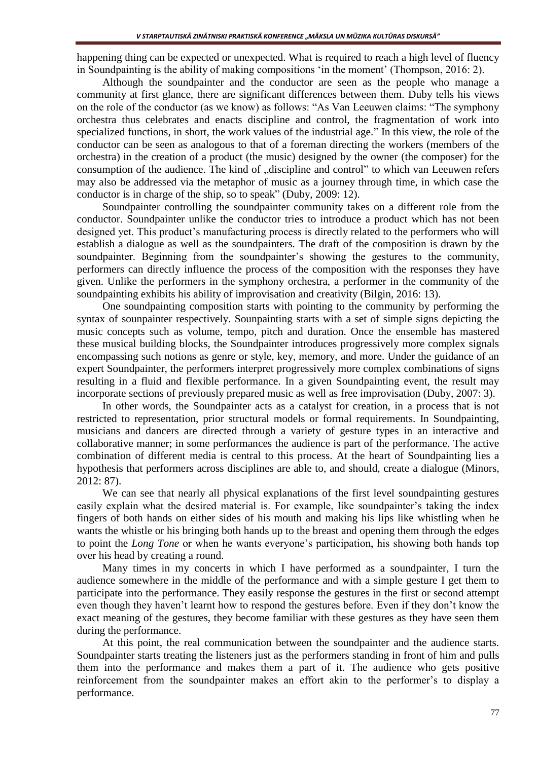happening thing can be expected or unexpected. What is required to reach a high level of fluency in Soundpainting is the ability of making compositions 'in the moment' (Thompson, 2016: 2).

Although the soundpainter and the conductor are seen as the people who manage a community at first glance, there are significant differences between them. Duby tells his views on the role of the conductor (as we know) as follows: "As Van Leeuwen claims: "The symphony orchestra thus celebrates and enacts discipline and control, the fragmentation of work into specialized functions, in short, the work values of the industrial age." In this view, the role of the conductor can be seen as analogous to that of a foreman directing the workers (members of the orchestra) in the creation of a product (the music) designed by the owner (the composer) for the consumption of the audience. The kind of „discipline and control" to which van Leeuwen refers may also be addressed via the metaphor of music as a journey through time, in which case the conductor is in charge of the ship, so to speak" (Duby, 2009: 12).

Soundpainter controlling the soundpainter community takes on a different role from the conductor. Soundpainter unlike the conductor tries to introduce a product which has not been designed yet. This product's manufacturing process is directly related to the performers who will establish a dialogue as well as the soundpainters. The draft of the composition is drawn by the soundpainter. Beginning from the soundpainter's showing the gestures to the community, performers can directly influence the process of the composition with the responses they have given. Unlike the performers in the symphony orchestra, a performer in the community of the soundpainting exhibits his ability of improvisation and creativity (Bilgin, 2016: 13).

One soundpainting composition starts with pointing to the community by performing the syntax of sounpainter respectively. Sounpainting starts with a set of simple signs depicting the music concepts such as volume, tempo, pitch and duration. Once the ensemble has mastered these musical building blocks, the Soundpainter introduces progressively more complex signals encompassing such notions as genre or style, key, memory, and more. Under the guidance of an expert Soundpainter, the performers interpret progressively more complex combinations of signs resulting in a fluid and flexible performance. In a given Soundpainting event, the result may incorporate sections of previously prepared music as well as free improvisation (Duby, 2007: 3).

In other words, the Soundpainter acts as a catalyst for creation, in a process that is not restricted to representation, prior structural models or formal requirements. In Soundpainting, musicians and dancers are directed through a variety of gesture types in an interactive and collaborative manner; in some performances the audience is part of the performance. The active combination of different media is central to this process. At the heart of Soundpainting lies a hypothesis that performers across disciplines are able to, and should, create a dialogue (Minors, 2012: 87).

We can see that nearly all physical explanations of the first level soundpainting gestures easily explain what the desired material is. For example, like soundpainter's taking the index fingers of both hands on either sides of his mouth and making his lips like whistling when he wants the whistle or his bringing both hands up to the breast and opening them through the edges to point the *Long Tone* or when he wants everyone's participation, his showing both hands top over his head by creating a round.

Many times in my concerts in which I have performed as a soundpainter, I turn the audience somewhere in the middle of the performance and with a simple gesture I get them to participate into the performance. They easily response the gestures in the first or second attempt even though they haven't learnt how to respond the gestures before. Even if they don't know the exact meaning of the gestures, they become familiar with these gestures as they have seen them during the performance.

At this point, the real communication between the soundpainter and the audience starts. Soundpainter starts treating the listeners just as the performers standing in front of him and pulls them into the performance and makes them a part of it. The audience who gets positive reinforcement from the soundpainter makes an effort akin to the performer's to display a performance.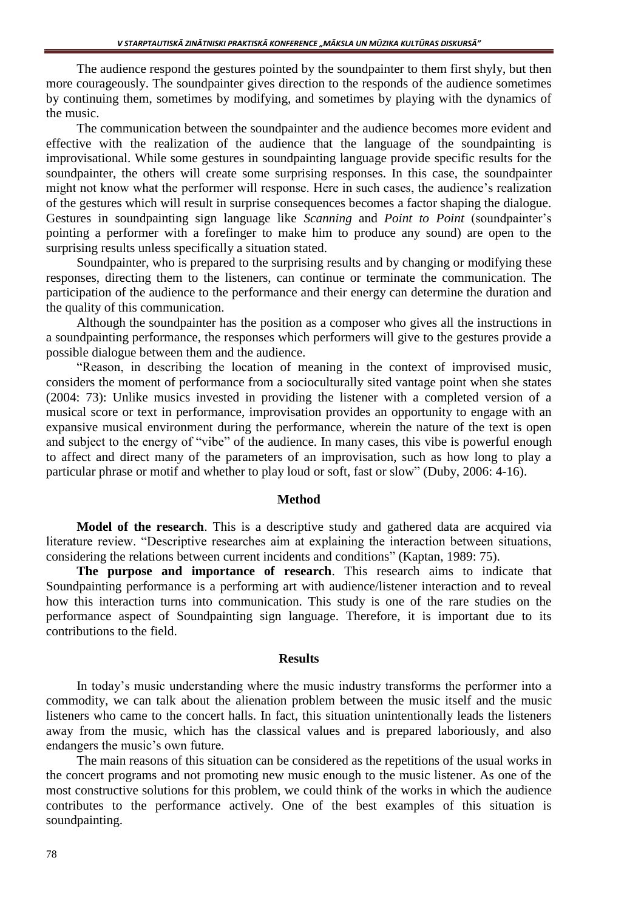The audience respond the gestures pointed by the soundpainter to them first shyly, but then more courageously. The soundpainter gives direction to the responds of the audience sometimes by continuing them, sometimes by modifying, and sometimes by playing with the dynamics of the music.

The communication between the soundpainter and the audience becomes more evident and effective with the realization of the audience that the language of the soundpainting is improvisational. While some gestures in soundpainting language provide specific results for the soundpainter, the others will create some surprising responses. In this case, the soundpainter might not know what the performer will response. Here in such cases, the audience's realization of the gestures which will result in surprise consequences becomes a factor shaping the dialogue. Gestures in soundpainting sign language like *Scanning* and *Point to Point* (soundpainter's pointing a performer with a forefinger to make him to produce any sound) are open to the surprising results unless specifically a situation stated.

Soundpainter, who is prepared to the surprising results and by changing or modifying these responses, directing them to the listeners, can continue or terminate the communication. The participation of the audience to the performance and their energy can determine the duration and the quality of this communication.

Although the soundpainter has the position as a composer who gives all the instructions in a soundpainting performance, the responses which performers will give to the gestures provide a possible dialogue between them and the audience.

"Reason, in describing the location of meaning in the context of improvised music, considers the moment of performance from a socioculturally sited vantage point when she states (2004: 73): Unlike musics invested in providing the listener with a completed version of a musical score or text in performance, improvisation provides an opportunity to engage with an expansive musical environment during the performance, wherein the nature of the text is open and subject to the energy of "vibe" of the audience. In many cases, this vibe is powerful enough to affect and direct many of the parameters of an improvisation, such as how long to play a particular phrase or motif and whether to play loud or soft, fast or slow" (Duby, 2006: 4-16).

## Method

**Model of the research**. This is a descriptive study and gathered data are acquired via literature review. "Descriptive researches aim at explaining the interaction between situations, considering the relations between current incidents and conditions" (Kaptan, 1989: 75).

**The purpose and importance of research**. This research aims to indicate that Soundpainting performance is a performing art with audience/listener interaction and to reveal how this interaction turns into communication. This study is one of the rare studies on the performance aspect of Soundpainting sign language. Therefore, it is important due to its contributions to the field.

## Results

In today's music understanding where the music industry transforms the performer into a commodity, we can talk about the alienation problem between the music itself and the music listeners who came to the concert halls. In fact, this situation unintentionally leads the listeners away from the music, which has the classical values and is prepared laboriously, and also endangers the music's own future.

The main reasons of this situation can be considered as the repetitions of the usual works in the concert programs and not promoting new music enough to the music listener. As one of the most constructive solutions for this problem, we could think of the works in which the audience contributes to the performance actively. One of the best examples of this situation is soundpainting.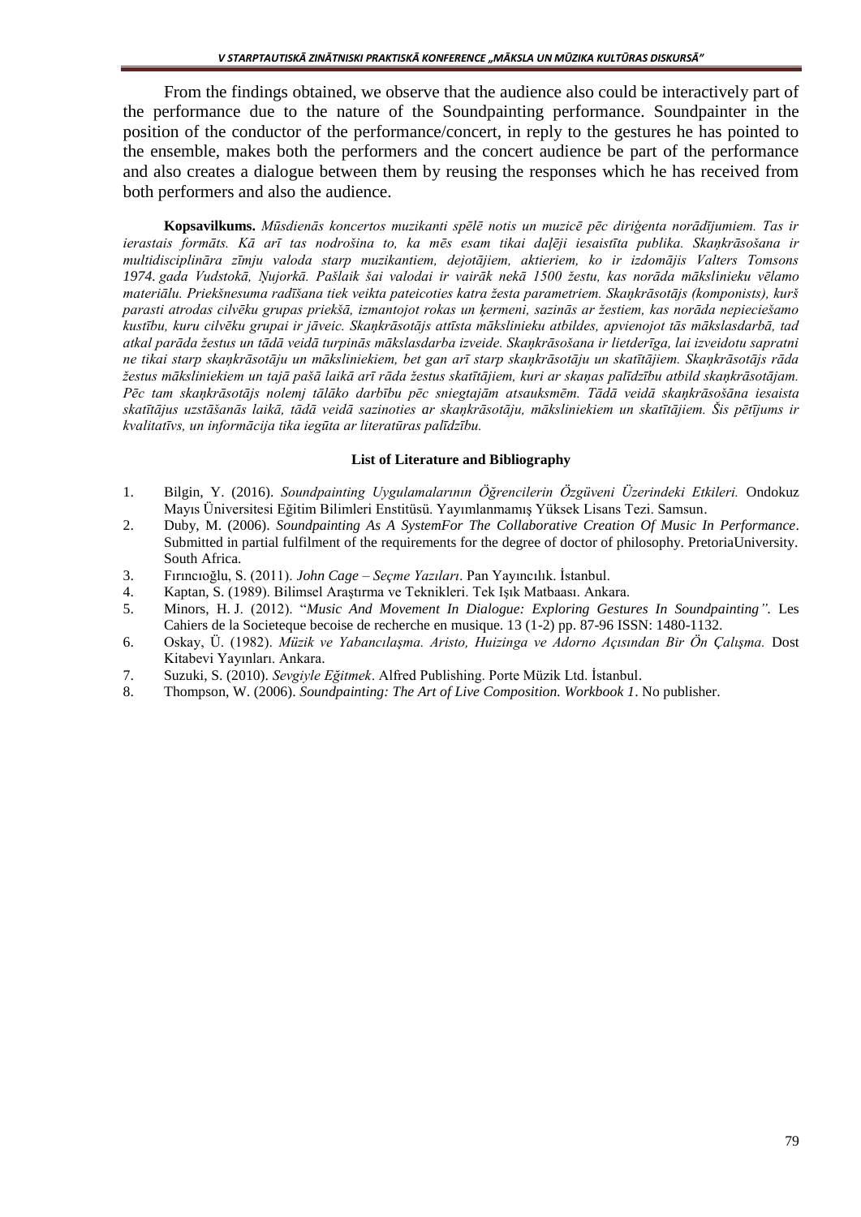From the findings obtained, we observe that the audience also could be interactively part of the performance due to the nature of the Soundpainting performance. Soundpainter in the position of the conductor of the performance/concert, in reply to the gestures he has pointed to the ensemble, makes both the performers and the concert audience be part of the performance and also creates a dialogue between them by reusing the responses which he has received from both performers and also the audience.

**Kopsavilkums.** *Mūsdienās koncertos muzikanti spēlē notis un muzicē pēc diriģenta norādījumiem. Tas ir ierastais formāts. Kā arī tas nodrošina to, ka mēs esam tikai daļēji iesaistīta publika. Skaņkrāsošana ir multidisciplināra zīmju valoda starp muzikantiem, dejotājiem, aktieriem, ko ir izdomājis Valters Tomsons 1974. gada Vudstokā, Ņujorkā. Pašlaik šai valodai ir vairāk nekā 1500 žestu, kas norāda mākslinieku vēlamo materiālu. Priekšnesuma radīšana tiek veikta pateicoties katra žesta parametriem. Skaņkrāsotājs (komponists), kurš parasti atrodas cilvēku grupas priekšā, izmantojot rokas un ķermeni, sazinās ar žestiem, kas norāda nepieciešamo kustību, kuru cilvēku grupai ir jāveic. Skaņkrāsotājs attīsta mākslinieku atbildes, apvienojot tās mākslasdarbā, tad atkal parāda žestus un tādā veidā turpinās mākslasdarba izveide. Skaņkrāsošana ir lietderīga, lai izveidotu sapratni ne tikai starp skaņkrāsotāju un māksliniekiem, bet gan arī starp skaņkrāsotāju un skatītājiem. Skaņkrāsotājs rāda žestus māksliniekiem un tajā pašā laikā arī rāda žestus skatītājiem, kuri ar skaņas palīdzību atbild skaņkrāsotājam. Pēc tam skaņkrāsotājs nolemj tālāko darbību pēc sniegtajām atsauksmēm. Tādā veidā skaņkrāsošāna iesaista skatītājus uzstāšanās laikā, tādā veidā sazinoties ar skaņkrāsotāju, māksliniekiem un skatītājiem. Šis pētījums ir kvalitatīvs, un informācija tika iegūta ar literatūras palīdzību.*

**List of Literature and Bibliography**

1. Bilgin, Y. (2016). *Soundpainting Uygulamalarının Öğrencilerin Özgüveni Üzerindeki Etkileri.* Ondokuz Mayıs Üniversitesi Eğitim Bilimleri Enstitüsü. Yayımlanmamış Yüksek Lisans Tezi. Samsun.
2. Duby, M. (2006). *Soundpainting As A SystemFor The Collaborative Creation Of Music In Performance*. Submitted in partial fulfilment of the requirements for the degree of doctor of philosophy. PretoriaUniversity. South Africa.
3. Fırıncıoğlu, S. (2011). *John Cage – Seçme Yazıları*. Pan Yayıncılık. İstanbul.
4. Kaptan, S. (1989). Bilimsel Araştırma ve Teknikleri. Tek Işık Matbaası. Ankara.
5. Minors, H. J. (2012). "*Music And Movement In Dialogue: Exploring Gestures In Soundpainting"*. Les Cahiers de la Societeque becoise de recherche en musique. 13 (1-2) pp. 87-96 ISSN: 1480-1132.
6. Oskay, Ü. (1982). *Müzik ve Yabancılaşma. Aristo, Huizinga ve Adorno Açısından Bir Ön Çalışma.* Dost Kitabevi Yayınları. Ankara.
7. Suzuki, S. (2010). *Sevgiyle Eğitmek*. Alfred Publishing. Porte Müzik Ltd. İstanbul.
8. Thompson, W. (2006). *Soundpainting: The Art of Live Composition. Workbook 1*. No publisher.